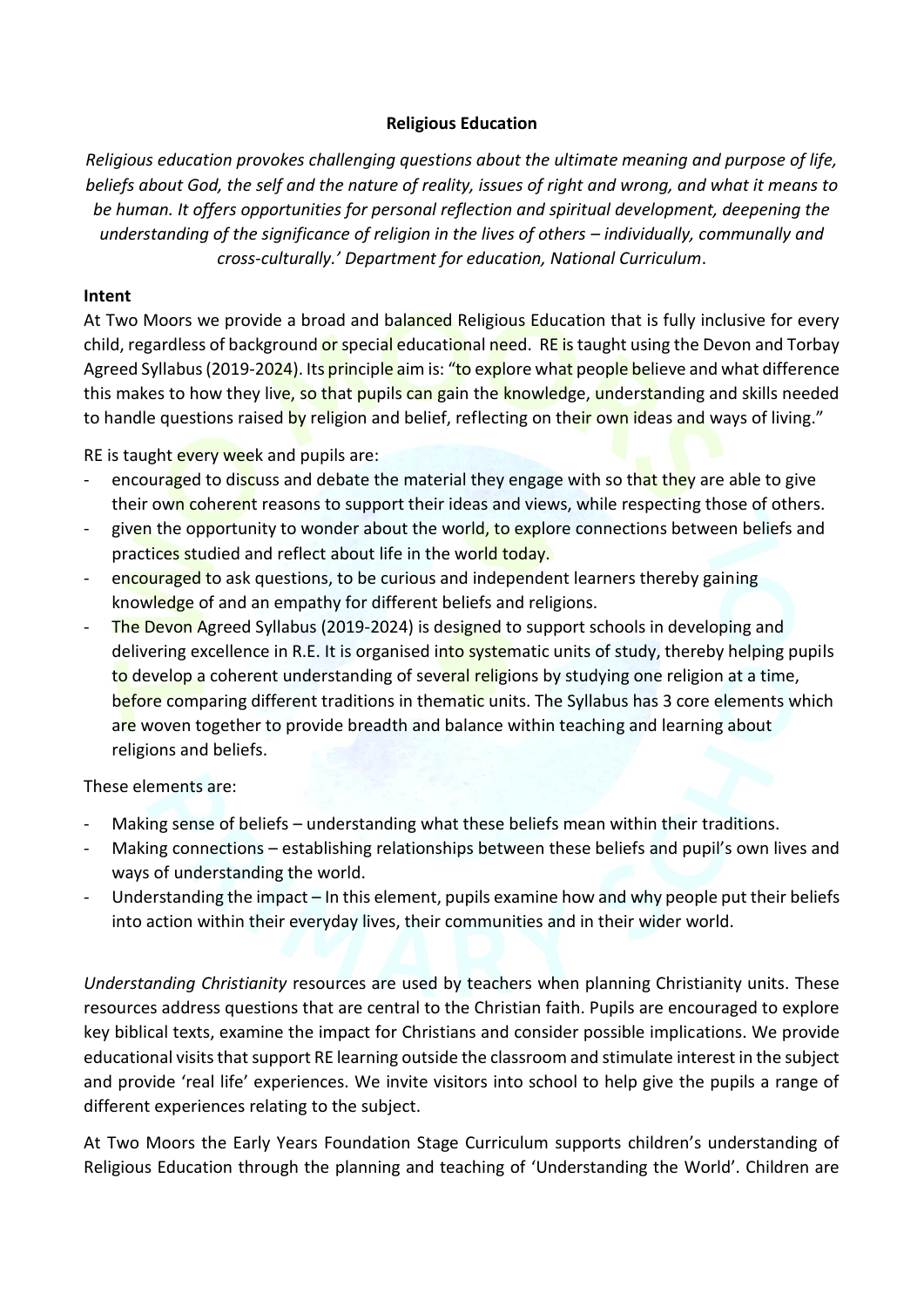## Religious Education

*Religious education provokes challenging questions about the ultimate meaning and purpose of life, beliefs about God, the self and the nature of reality, issues of right and wrong, and what it means to be human. It offers opportunities for personal reflection and spiritual development, deepening the understanding of the significance of religion in the lives of others – individually, communally and cross-culturally.' Department for education, National Curriculum*.

### Intent

At Two Moors we provide a broad and balanced Religious Education that is fully inclusive for every child, regardless of background or special educational need. RE is taught using the Devon and Torbay Agreed Syllabus (2019-2024). Its principle aim is: "to explore what people believe and what difference this makes to how they live, so that pupils can gain the knowledge, understanding and skills needed to handle questions raised by religion and belief, reflecting on their own ideas and ways of living."

RE is taught every week and pupils are:

- encouraged to discuss and debate the material they engage with so that they are able to give their own coherent reasons to support their ideas and views, while respecting those of others.
- given the opportunity to wonder about the world, to explore connections between beliefs and practices studied and reflect about life in the world today.
- encouraged to ask questions, to be curious and independent learners thereby gaining knowledge of and an empathy for different beliefs and religions.
- The Devon Agreed Syllabus (2019-2024) is designed to support schools in developing and delivering excellence in R.E. It is organised into systematic units of study, thereby helping pupils to develop a coherent understanding of several religions by studying one religion at a time, before comparing different traditions in thematic units. The Syllabus has 3 core elements which are woven together to provide breadth and balance within teaching and learning about religions and beliefs.

These elements are:

- Making sense of beliefs – understanding what these beliefs mean within their traditions.
- Making connections – establishing relationships between these beliefs and pupil's own lives and ways of understanding the world.
- Understanding the impact – In this element, pupils examine how and why people put their beliefs into action within their everyday lives, their communities and in their wider world.

*Understanding Christianity* resources are used by teachers when planning Christianity units. These resources address questions that are central to the Christian faith. Pupils are encouraged to explore key biblical texts, examine the impact for Christians and consider possible implications. We provide educational visits that support RE learning outside the classroom and stimulate interest in the subject and provide 'real life' experiences. We invite visitors into school to help give the pupils a range of different experiences relating to the subject.

At Two Moors the Early Years Foundation Stage Curriculum supports children's understanding of Religious Education through the planning and teaching of 'Understanding the World'. Children are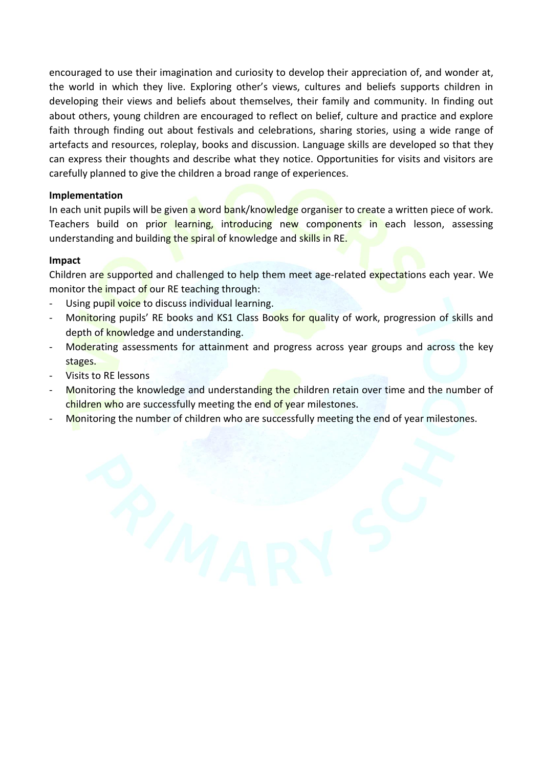encouraged to use their imagination and curiosity to develop their appreciation of, and wonder at, the world in which they live. Exploring other's views, cultures and beliefs supports children in developing their views and beliefs about themselves, their family and community. In finding out about others, young children are encouraged to reflect on belief, culture and practice and explore faith through finding out about festivals and celebrations, sharing stories, using a wide range of artefacts and resources, roleplay, books and discussion. Language skills are developed so that they can express their thoughts and describe what they notice. Opportunities for visits and visitors are carefully planned to give the children a broad range of experiences.

**Implementation**

In each unit pupils will be given a word bank/knowledge organiser to create a written piece of work. Teachers build on prior learning, introducing new components in each lesson, assessing understanding and building the spiral of knowledge and skills in RE.

**Impact**

Children are supported and challenged to help them meet age-related expectations each year. We monitor the impact of our RE teaching through:

- Using pupil voice to discuss individual learning.
- Monitoring pupils' RE books and KS1 Class Books for quality of work, progression of skills and depth of knowledge and understanding.
- Moderating assessments for attainment and progress across year groups and across the key stages.
- Visits to RE lessons
- Monitoring the knowledge and understanding the children retain over time and the number of children who are successfully meeting the end of year milestones.
- Monitoring the number of children who are successfully meeting the end of year milestones.